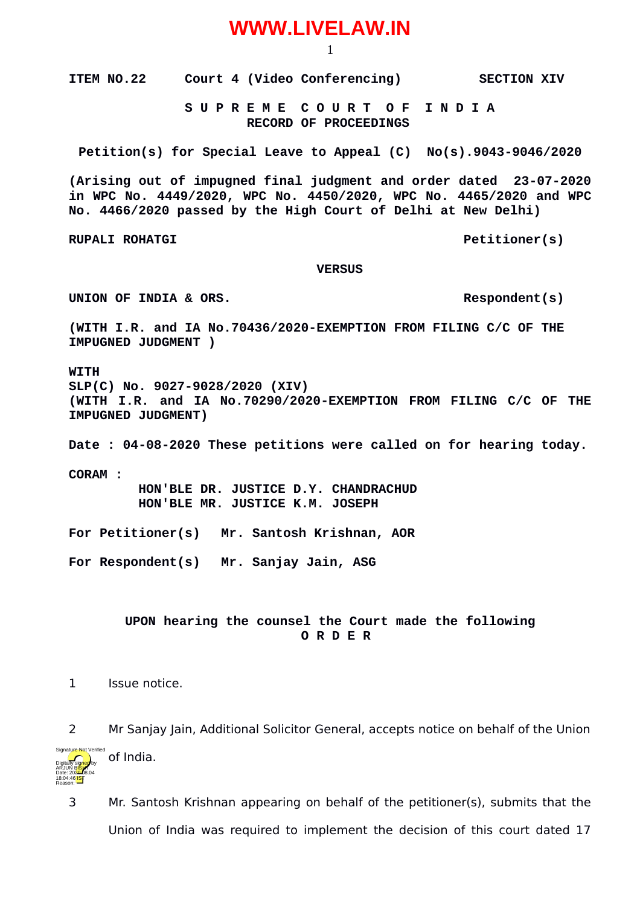**ITEM NO.22 Court 4 (Video Conferencing) SECTION XIV**

**S U P R E M E C O U R T O F I N D I A**
**RECORD OF PROCEEDINGS**

**Petition(s) for Special Leave to Appeal (C) No(s).9043-9046/2020**

**(Arising out of impugned final judgment and order dated 23-07-2020 in WPC No. 4449/2020, WPC No. 4450/2020, WPC No. 4465/2020 and WPC No. 4466/2020 passed by the High Court of Delhi at New Delhi)**

**RUPALI ROHATGI Petitioner(s)**

**VERSUS**

**UNION OF INDIA & ORS. Respondent(s)**

**(WITH I.R. and IA No.70436/2020-EXEMPTION FROM FILING C/C OF THE IMPUGNED JUDGMENT )**

**WITH**
**SLP(C) No. 9027-9028/2020 (XIV)**
**(WITH I.R. and IA No.70290/2020-EXEMPTION FROM FILING C/C OF THE IMPUGNED JUDGMENT)**

**Date : 04-08-2020 These petitions were called on for hearing today.**

**CORAM :**
**HON'BLE DR. JUSTICE D.Y. CHANDRACHUD**
**HON'BLE MR. JUSTICE K.M. JOSEPH**

**For Petitioner(s) Mr. Santosh Krishnan, AOR**

**For Respondent(s) Mr. Sanjay Jain, ASG**

**UPON hearing the counsel the Court made the following**
**O R D E R**

1 Issue notice.

2 Mr Sanjay Jain, Additional Solicitor General, accepts notice on behalf of the Union of India.

3 Mr. Santosh Krishnan appearing on behalf of the petitioner(s), submits that the Union of India was required to implement the decision of this court dated 17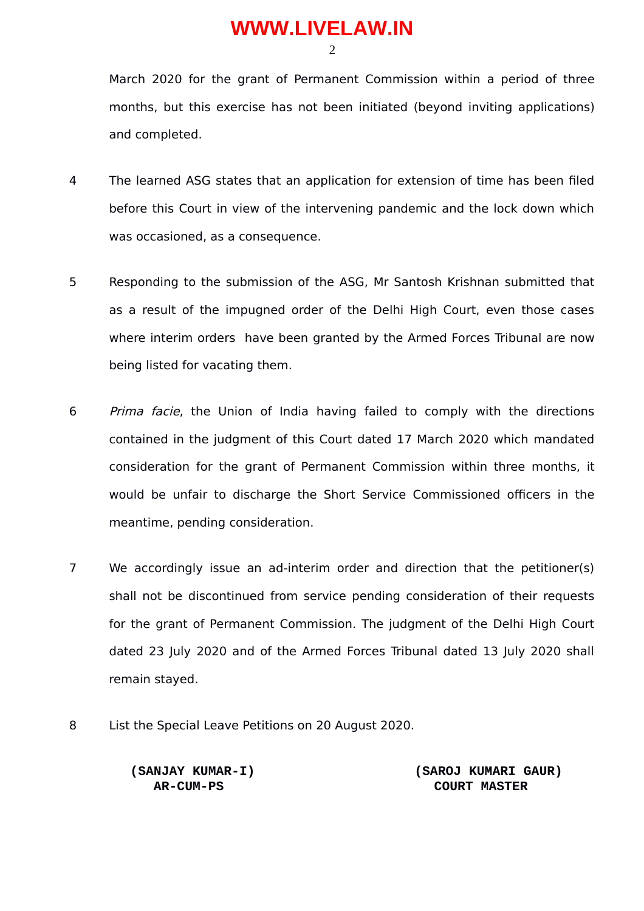March 2020 for the grant of Permanent Commission within a period of three months, but this exercise has not been initiated (beyond inviting applications) and completed.

4 The learned ASG states that an application for extension of time has been filed before this Court in view of the intervening pandemic and the lock down which was occasioned, as a consequence.

5 Responding to the submission of the ASG, Mr Santosh Krishnan submitted that as a result of the impugned order of the Delhi High Court, even those cases where interim orders have been granted by the Armed Forces Tribunal are now being listed for vacating them.

6 *Prima facie*, the Union of India having failed to comply with the directions contained in the judgment of this Court dated 17 March 2020 which mandated consideration for the grant of Permanent Commission within three months, it would be unfair to discharge the Short Service Commissioned officers in the meantime, pending consideration.

7 We accordingly issue an ad-interim order and direction that the petitioner(s) shall not be discontinued from service pending consideration of their requests for the grant of Permanent Commission. The judgment of the Delhi High Court dated 23 July 2020 and of the Armed Forces Tribunal dated 13 July 2020 shall remain stayed.

8 List the Special Leave Petitions on 20 August 2020.

**(SANJAY KUMAR-I)**
**AR-CUM-PS**

**(SAROJ KUMARI GAUR)**
**COURT MASTER**